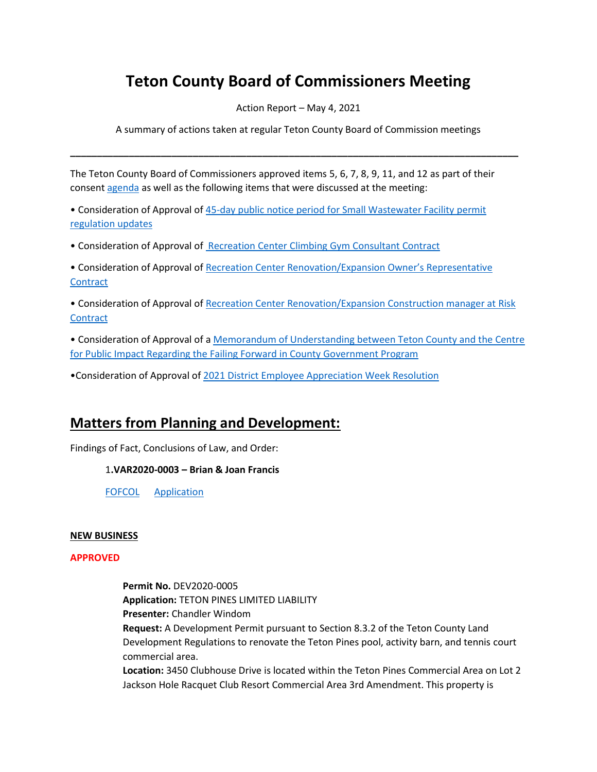# Teton County Board of Commissioners Meeting

Action Report – May 4, 2021

A summary of actions taken at regular Teton County Board of Commission meetings

---

The Teton County Board of Commissioners approved items 5, 6, 7, 8, 9, 11, and 12 as part of their consent agenda as well as the following items that were discussed at the meeting:

• Consideration of Approval of 45-day public notice period for Small Wastewater Facility permit regulation updates

• Consideration of Approval of Recreation Center Climbing Gym Consultant Contract

• Consideration of Approval of Recreation Center Renovation/Expansion Owner's Representative Contract

• Consideration of Approval of Recreation Center Renovation/Expansion Construction manager at Risk Contract

• Consideration of Approval of a Memorandum of Understanding between Teton County and the Centre for Public Impact Regarding the Failing Forward in County Government Program

•Consideration of Approval of 2021 District Employee Appreciation Week Resolution

## Matters from Planning and Development:

Findings of Fact, Conclusions of Law, and Order:

1.**VAR2020-0003 – Brian & Joan Francis**

FOFCOL Application

**NEW BUSINESS**

**APPROVED**

**Permit No.** DEV2020-0005
**Application:** TETON PINES LIMITED LIABILITY
**Presenter:** Chandler Windom
**Request:** A Development Permit pursuant to Section 8.3.2 of the Teton County Land Development Regulations to renovate the Teton Pines pool, activity barn, and tennis court commercial area.
**Location:** 3450 Clubhouse Drive is located within the Teton Pines Commercial Area on Lot 2 Jackson Hole Racquet Club Resort Commercial Area 3rd Amendment. This property is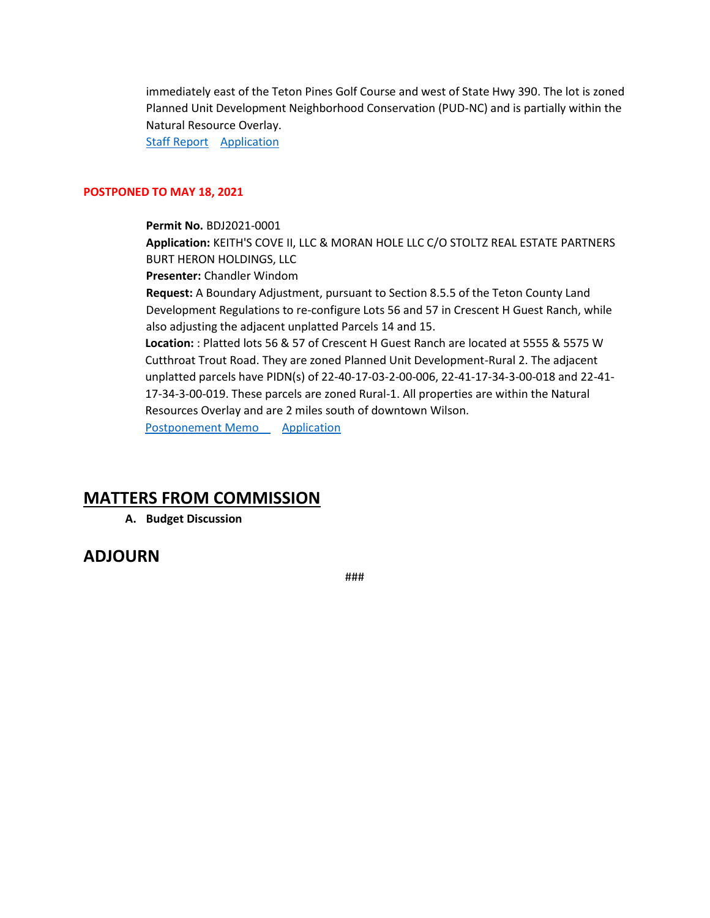immediately east of the Teton Pines Golf Course and west of State Hwy 390. The lot is zoned Planned Unit Development Neighborhood Conservation (PUD-NC) and is partially within the Natural Resource Overlay.

Staff Report    Application

**POSTPONED TO MAY 18, 2021**

**Permit No.** BDJ2021-0001
**Application:** KEITH'S COVE II, LLC & MORAN HOLE LLC C/O STOLTZ REAL ESTATE PARTNERS BURT HERON HOLDINGS, LLC
**Presenter:** Chandler Windom
**Request:** A Boundary Adjustment, pursuant to Section 8.5.5 of the Teton County Land Development Regulations to re-configure Lots 56 and 57 in Crescent H Guest Ranch, while also adjusting the adjacent unplatted Parcels 14 and 15.
**Location:** : Platted lots 56 & 57 of Crescent H Guest Ranch are located at 5555 & 5575 W Cutthroat Trout Road. They are zoned Planned Unit Development-Rural 2. The adjacent unplatted parcels have PIDN(s) of 22-40-17-03-2-00-006, 22-41-17-34-3-00-018 and 22-41-17-34-3-00-019. These parcels are zoned Rural-1. All properties are within the Natural Resources Overlay and are 2 miles south of downtown Wilson.

Postponement Memo    Application

## MATTERS FROM COMMISSION

A. **Budget Discussion**

## ADJOURN

###